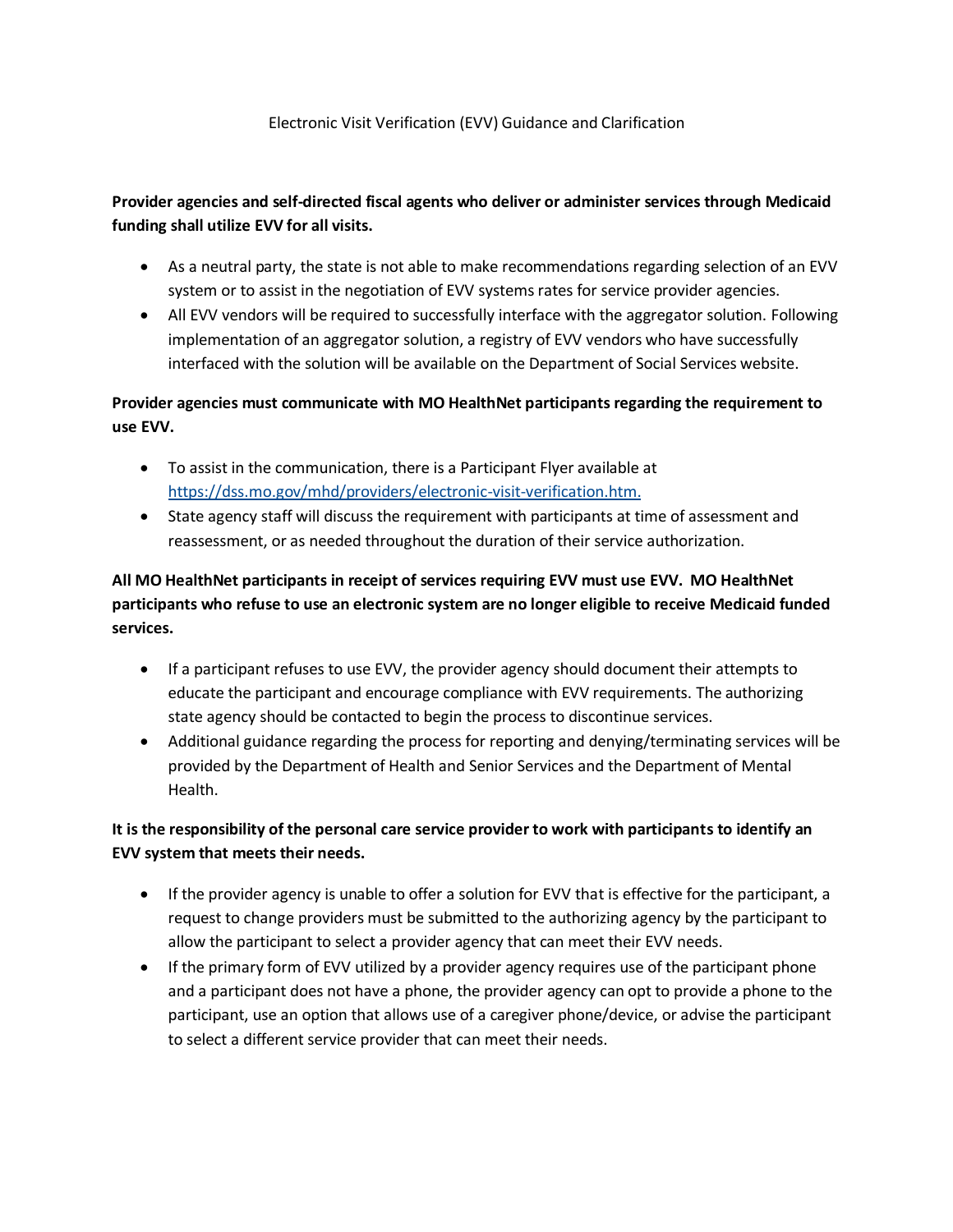# Electronic Visit Verification (EVV) Guidance and Clarification

**Provider agencies and self-directed fiscal agents who deliver or administer services through Medicaid funding shall utilize EVV for all visits.**

- As a neutral party, the state is not able to make recommendations regarding selection of an EVV system or to assist in the negotiation of EVV systems rates for service provider agencies.
- All EVV vendors will be required to successfully interface with the aggregator solution. Following implementation of an aggregator solution, a registry of EVV vendors who have successfully interfaced with the solution will be available on the Department of Social Services website.

**Provider agencies must communicate with MO HealthNet participants regarding the requirement to use EVV.**

- To assist in the communication, there is a Participant Flyer available at [https://dss.mo.gov/mhd/providers/electronic-visit-verification.htm.](https://dss.mo.gov/mhd/providers/electronic-visit-verification.htm)
- State agency staff will discuss the requirement with participants at time of assessment and reassessment, or as needed throughout the duration of their service authorization.

**All MO HealthNet participants in receipt of services requiring EVV must use EVV. MO HealthNet participants who refuse to use an electronic system are no longer eligible to receive Medicaid funded services.**

- If a participant refuses to use EVV, the provider agency should document their attempts to educate the participant and encourage compliance with EVV requirements. The authorizing state agency should be contacted to begin the process to discontinue services.
- Additional guidance regarding the process for reporting and denying/terminating services will be provided by the Department of Health and Senior Services and the Department of Mental Health.

**It is the responsibility of the personal care service provider to work with participants to identify an EVV system that meets their needs.**

- If the provider agency is unable to offer a solution for EVV that is effective for the participant, a request to change providers must be submitted to the authorizing agency by the participant to allow the participant to select a provider agency that can meet their EVV needs.
- If the primary form of EVV utilized by a provider agency requires use of the participant phone and a participant does not have a phone, the provider agency can opt to provide a phone to the participant, use an option that allows use of a caregiver phone/device, or advise the participant to select a different service provider that can meet their needs.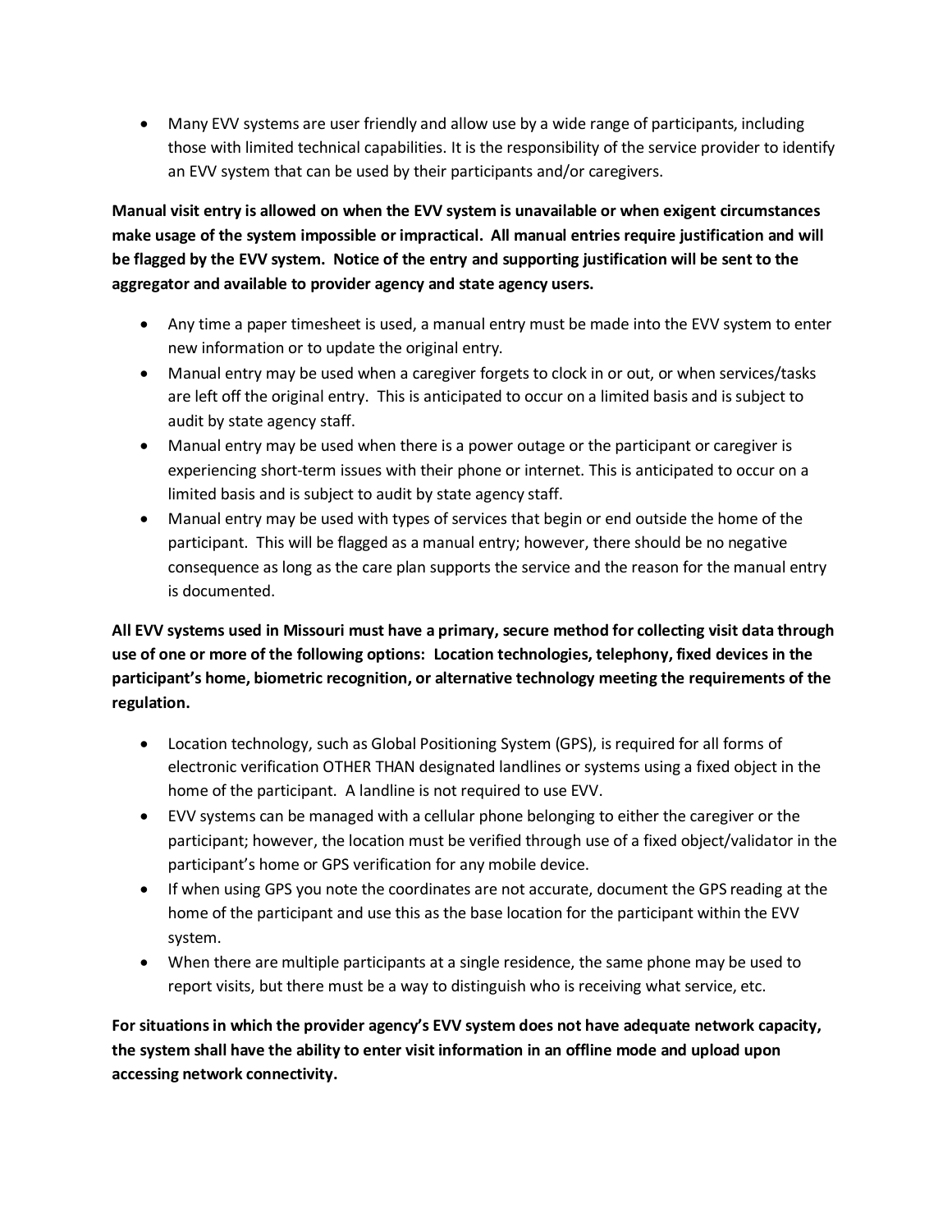- Many EVV systems are user friendly and allow use by a wide range of participants, including those with limited technical capabilities. It is the responsibility of the service provider to identify an EVV system that can be used by their participants and/or caregivers.

**Manual visit entry is allowed on when the EVV system is unavailable or when exigent circumstances make usage of the system impossible or impractical. All manual entries require justification and will be flagged by the EVV system. Notice of the entry and supporting justification will be sent to the aggregator and available to provider agency and state agency users.**

- Any time a paper timesheet is used, a manual entry must be made into the EVV system to enter new information or to update the original entry.
- Manual entry may be used when a caregiver forgets to clock in or out, or when services/tasks are left off the original entry. This is anticipated to occur on a limited basis and is subject to audit by state agency staff.
- Manual entry may be used when there is a power outage or the participant or caregiver is experiencing short-term issues with their phone or internet. This is anticipated to occur on a limited basis and is subject to audit by state agency staff.
- Manual entry may be used with types of services that begin or end outside the home of the participant. This will be flagged as a manual entry; however, there should be no negative consequence as long as the care plan supports the service and the reason for the manual entry is documented.

**All EVV systems used in Missouri must have a primary, secure method for collecting visit data through use of one or more of the following options: Location technologies, telephony, fixed devices in the participant's home, biometric recognition, or alternative technology meeting the requirements of the regulation.**

- Location technology, such as Global Positioning System (GPS), is required for all forms of electronic verification OTHER THAN designated landlines or systems using a fixed object in the home of the participant. A landline is not required to use EVV.
- EVV systems can be managed with a cellular phone belonging to either the caregiver or the participant; however, the location must be verified through use of a fixed object/validator in the participant's home or GPS verification for any mobile device.
- If when using GPS you note the coordinates are not accurate, document the GPS reading at the home of the participant and use this as the base location for the participant within the EVV system.
- When there are multiple participants at a single residence, the same phone may be used to report visits, but there must be a way to distinguish who is receiving what service, etc.

**For situations in which the provider agency's EVV system does not have adequate network capacity, the system shall have the ability to enter visit information in an offline mode and upload upon accessing network connectivity.**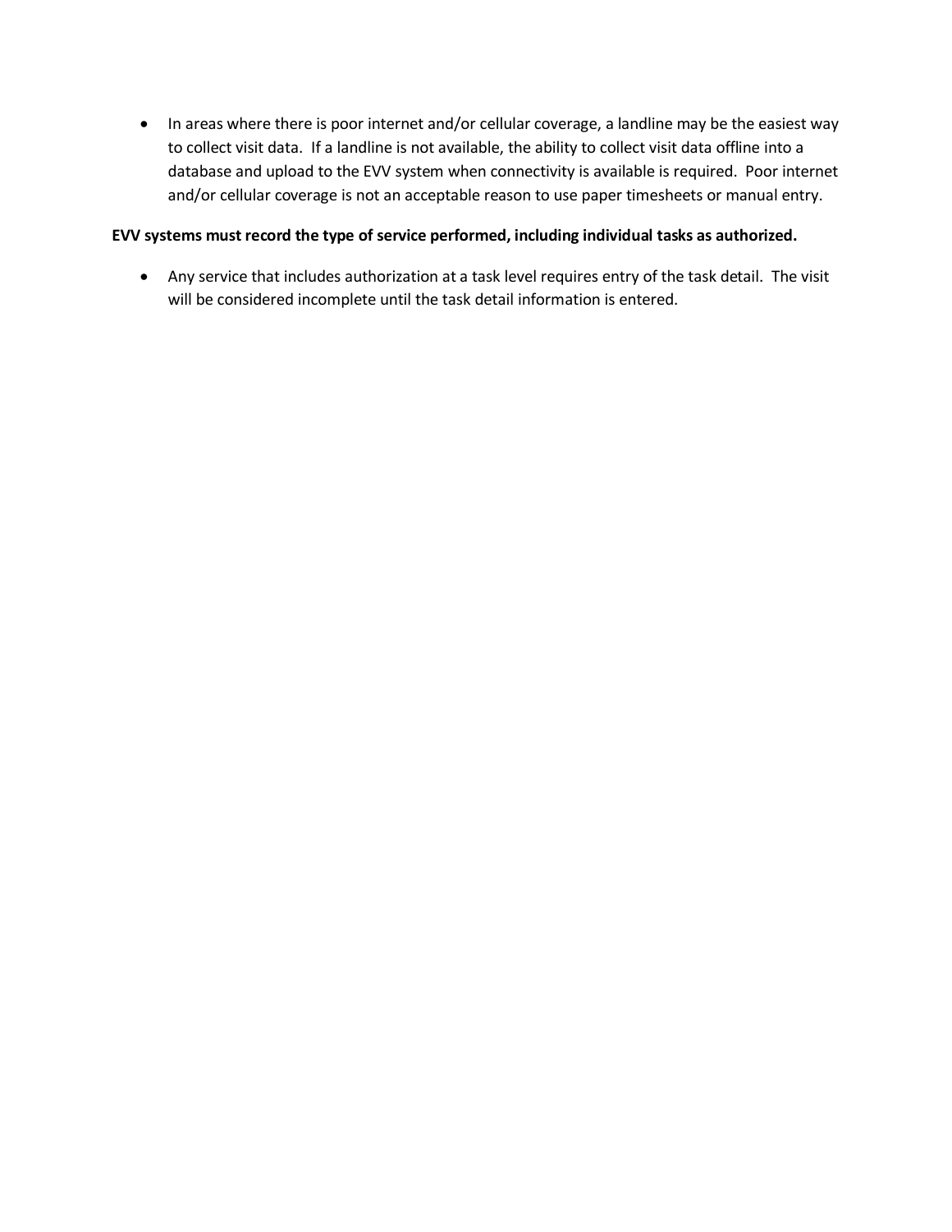- In areas where there is poor internet and/or cellular coverage, a landline may be the easiest way to collect visit data. If a landline is not available, the ability to collect visit data offline into a database and upload to the EVV system when connectivity is available is required. Poor internet and/or cellular coverage is not an acceptable reason to use paper timesheets or manual entry.

**EVV systems must record the type of service performed, including individual tasks as authorized.**

- Any service that includes authorization at a task level requires entry of the task detail. The visit will be considered incomplete until the task detail information is entered.